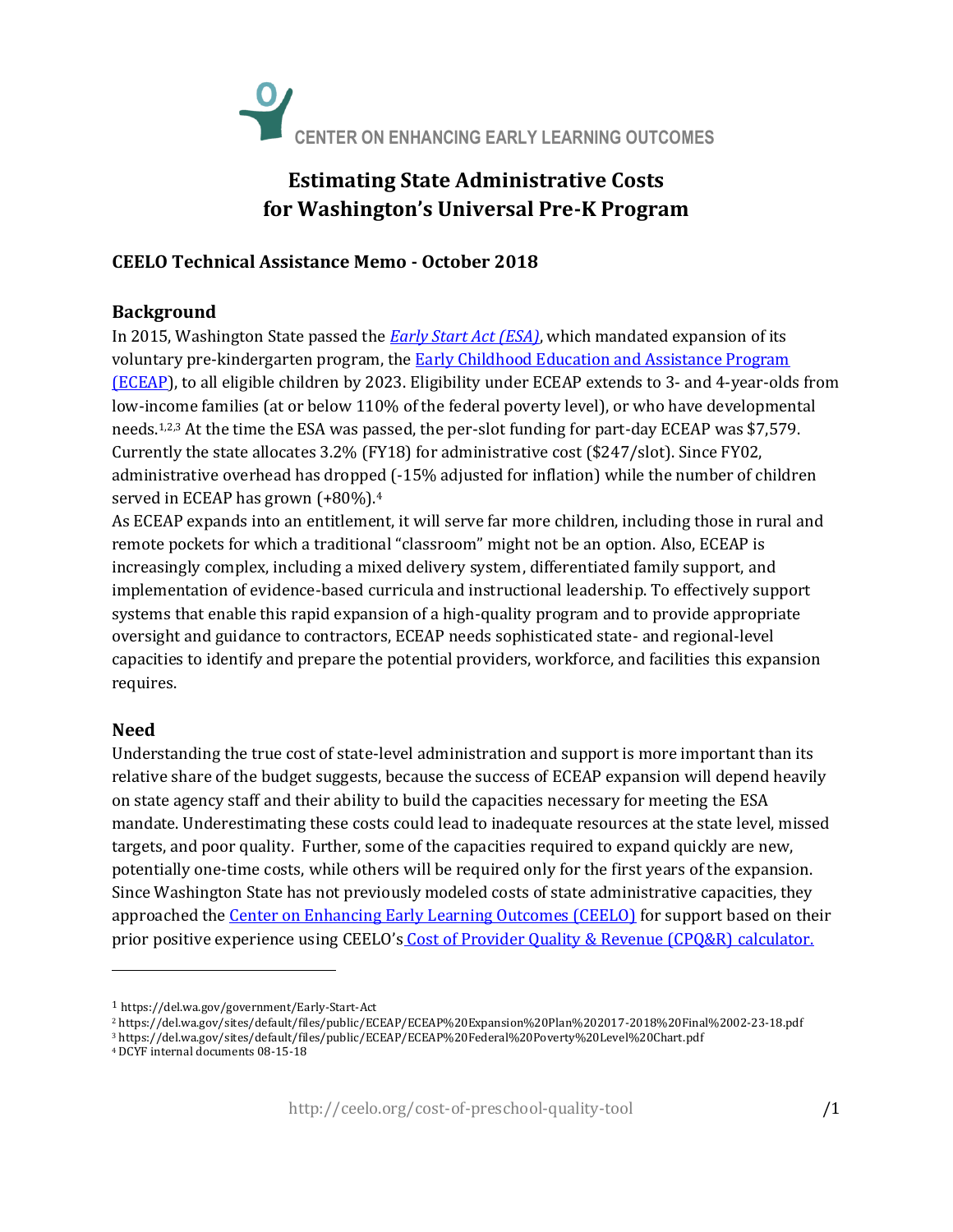CENTER ON ENHANCING EARLY LEARNING OUTCOMES

# Estimating State Administrative Costs for Washington's Universal Pre-K Program

### CEELO Technical Assistance Memo - October 2018

## Background

In 2015, Washington State passed the *Early Start Act (ESA)*, which mandated expansion of its voluntary pre-kindergarten program, the Early Childhood Education and Assistance Program (ECEAP), to all eligible children by 2023. Eligibility under ECEAP extends to 3- and 4-year-olds from low-income families (at or below 110% of the federal poverty level), or who have developmental needs.[1,2,3] At the time the ESA was passed, the per-slot funding for part-day ECEAP was $7,579. Currently the state allocates 3.2% (FY18) for administrative cost ($247/slot). Since FY02, administrative overhead has dropped (-15% adjusted for inflation) while the number of children served in ECEAP has grown (+80%).[4]

As ECEAP expands into an entitlement, it will serve far more children, including those in rural and remote pockets for which a traditional "classroom" might not be an option. Also, ECEAP is increasingly complex, including a mixed delivery system, differentiated family support, and implementation of evidence-based curricula and instructional leadership. To effectively support systems that enable this rapid expansion of a high-quality program and to provide appropriate oversight and guidance to contractors, ECEAP needs sophisticated state- and regional-level capacities to identify and prepare the potential providers, workforce, and facilities this expansion requires.

## Need

Understanding the true cost of state-level administration and support is more important than its relative share of the budget suggests, because the success of ECEAP expansion will depend heavily on state agency staff and their ability to build the capacities necessary for meeting the ESA mandate. Underestimating these costs could lead to inadequate resources at the state level, missed targets, and poor quality. Further, some of the capacities required to expand quickly are new, potentially one-time costs, while others will be required only for the first years of the expansion. Since Washington State has not previously modeled costs of state administrative capacities, they approached the Center on Enhancing Early Learning Outcomes (CEELO) for support based on their prior positive experience using CEELO's Cost of Provider Quality & Revenue (CPQ&R) calculator.

---

[1] https://del.wa.gov/government/Early-Start-Act

[2] https://del.wa.gov/sites/default/files/public/ECEAP/ECEAP%20Expansion%20Plan%202017-2018%20Final%2002-23-18.pdf

[3] https://del.wa.gov/sites/default/files/public/ECEAP/ECEAP%20Federal%20Poverty%20Level%20Chart.pdf

[4] DCYF internal documents 08-15-18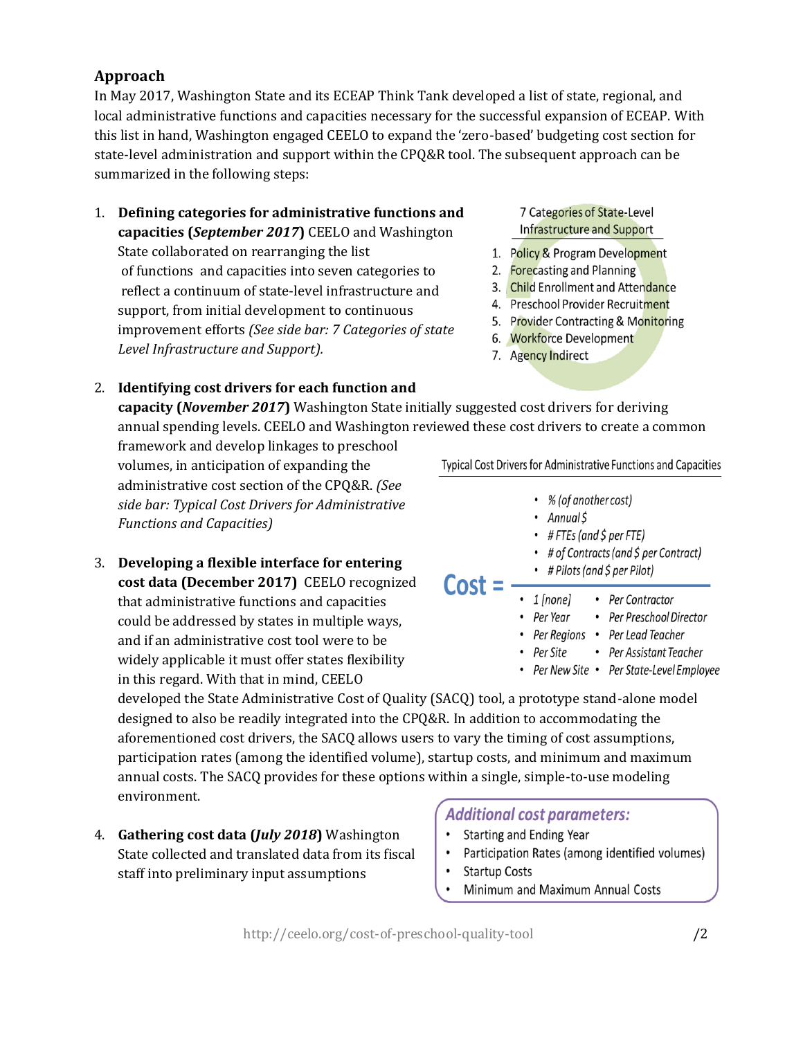## Approach

In May 2017, Washington State and its ECEAP Think Tank developed a list of state, regional, and local administrative functions and capacities necessary for the successful expansion of ECEAP. With this list in hand, Washington engaged CEELO to expand the 'zero-based' budgeting cost section for state-level administration and support within the CPQ&R tool. The subsequent approach can be summarized in the following steps:

1. **Defining categories for administrative functions and capacities (*September 2017*)** CEELO and Washington State collaborated on rearranging the list of functions and capacities into seven categories to reflect a continuum of state-level infrastructure and support, from initial development to continuous improvement efforts *(See side bar: 7 Categories of state Level Infrastructure and Support).*

   > **7 Categories of State-Level Infrastructure and Support**
   > 1. Policy & Program Development
   > 2. Forecasting and Planning
   > 3. Child Enrollment and Attendance
   > 4. Preschool Provider Recruitment
   > 5. Provider Contracting & Monitoring
   > 6. Workforce Development
   > 7. Agency Indirect

2. **Identifying cost drivers for each function and capacity (*November 2017*)** Washington State initially suggested cost drivers for deriving annual spending levels. CEELO and Washington reviewed these cost drivers to create a common framework and develop linkages to preschool volumes, in anticipation of expanding the administrative cost section of the CPQ&R. *(See side bar: Typical Cost Drivers for Administrative Functions and Capacities)*

   > **Typical Cost Drivers for Administrative Functions and Capacities**
   >
   > **Cost =**
   >
   > *Numerator:*
   > - *% (of another cost)*
   > - *Annual $*
   > - *# FTEs (and $ per FTE)*
   > - *# of Contracts (and $ per Contract)*
   > - *# Pilots (and $ per Pilot)*
   >
   > *Denominator:*
   > - *1 [none]*
   > - *Per Year*
   > - *Per Regions*
   > - *Per Site*
   > - *Per New Site*
   > - *Per Contractor*
   > - *Per Preschool Director*
   > - *Per Lead Teacher*
   > - *Per Assistant Teacher*
   > - *Per State-Level Employee*

3. **Developing a flexible interface for entering cost data (December 2017)** CEELO recognized that administrative functions and capacities could be addressed by states in multiple ways, and if an administrative cost tool were to be widely applicable it must offer states flexibility in this regard. With that in mind, CEELO developed the State Administrative Cost of Quality (SACQ) tool, a prototype stand-alone model designed to also be readily integrated into the CPQ&R. In addition to accommodating the aforementioned cost drivers, the SACQ allows users to vary the timing of cost assumptions, participation rates (among the identified volume), startup costs, and minimum and maximum annual costs. The SACQ provides for these options within a single, simple-to-use modeling environment.

   > ***Additional cost parameters:***
   > - Starting and Ending Year
   > - Participation Rates (among identified volumes)
   > - Startup Costs
   > - Minimum and Maximum Annual Costs

4. **Gathering cost data (*July 2018*)** Washington State collected and translated data from its fiscal staff into preliminary input assumptions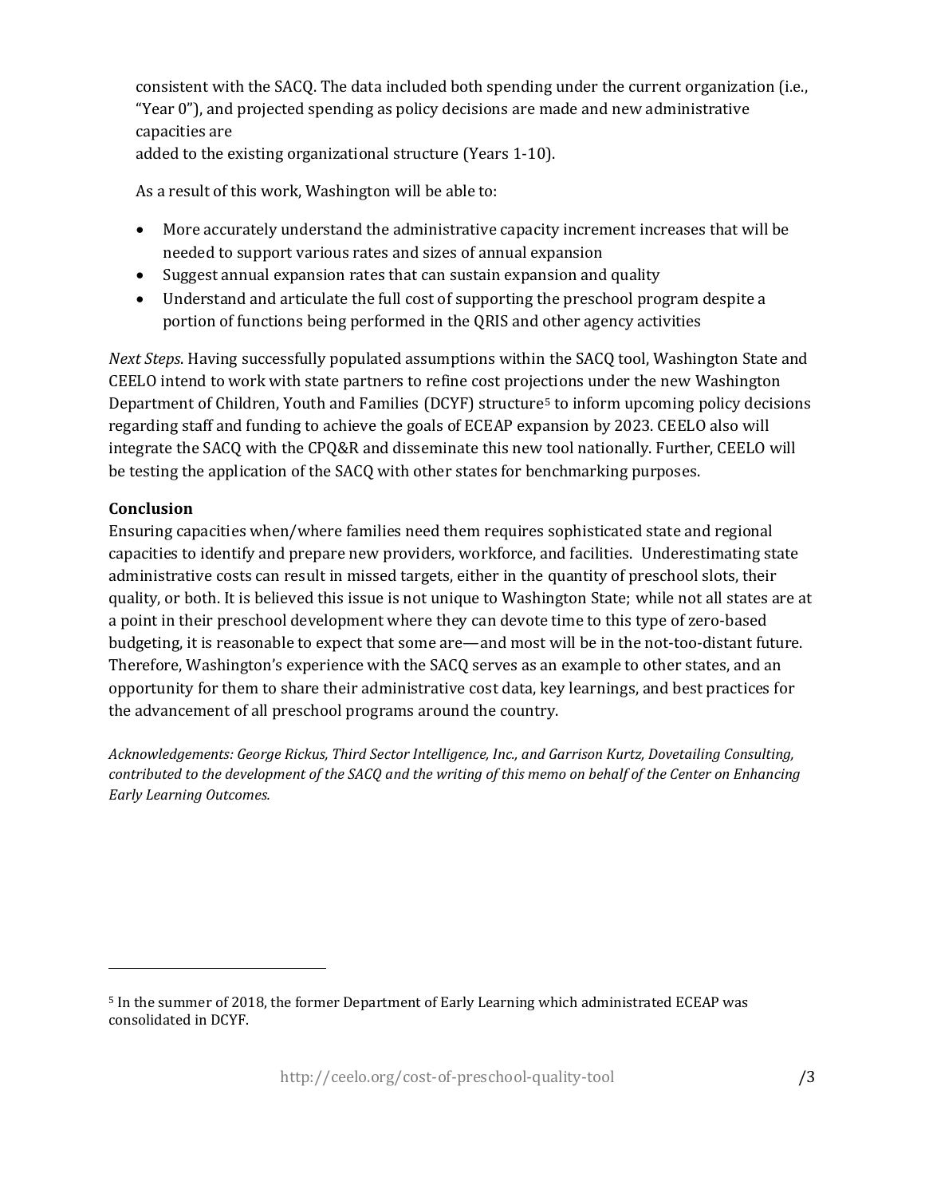consistent with the SACQ. The data included both spending under the current organization (i.e., "Year 0"), and projected spending as policy decisions are made and new administrative capacities are
added to the existing organizational structure (Years 1-10).

As a result of this work, Washington will be able to:

- More accurately understand the administrative capacity increment increases that will be needed to support various rates and sizes of annual expansion
- Suggest annual expansion rates that can sustain expansion and quality
- Understand and articulate the full cost of supporting the preschool program despite a portion of functions being performed in the QRIS and other agency activities

*Next Steps*. Having successfully populated assumptions within the SACQ tool, Washington State and CEELO intend to work with state partners to refine cost projections under the new Washington Department of Children, Youth and Families (DCYF) structure[5] to inform upcoming policy decisions regarding staff and funding to achieve the goals of ECEAP expansion by 2023. CEELO also will integrate the SACQ with the CPQ&R and disseminate this new tool nationally. Further, CEELO will be testing the application of the SACQ with other states for benchmarking purposes.

**Conclusion**

Ensuring capacities when/where families need them requires sophisticated state and regional capacities to identify and prepare new providers, workforce, and facilities. Underestimating state administrative costs can result in missed targets, either in the quantity of preschool slots, their quality, or both. It is believed this issue is not unique to Washington State; while not all states are at a point in their preschool development where they can devote time to this type of zero-based budgeting, it is reasonable to expect that some are—and most will be in the not-too-distant future. Therefore, Washington's experience with the SACQ serves as an example to other states, and an opportunity for them to share their administrative cost data, key learnings, and best practices for the advancement of all preschool programs around the country.

*Acknowledgements: George Rickus, Third Sector Intelligence, Inc., and Garrison Kurtz, Dovetailing Consulting, contributed to the development of the SACQ and the writing of this memo on behalf of the Center on Enhancing Early Learning Outcomes.*

---

[5] In the summer of 2018, the former Department of Early Learning which administrated ECEAP was consolidated in DCYF.